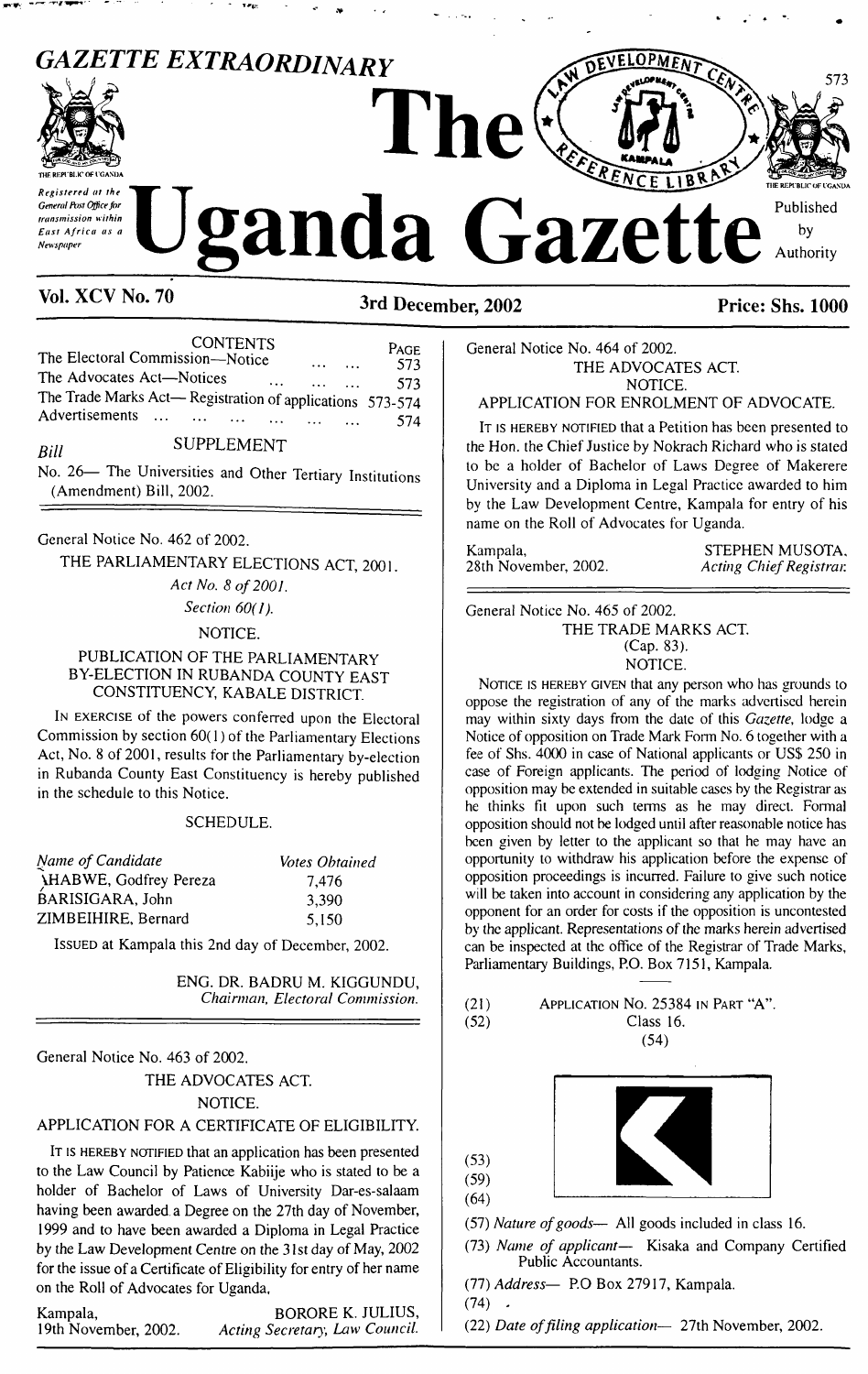# GAZETTE EXTRAORDINARY

THE REPUBLIC OF UGANDA

*Registered at the General Post Office for transmission within East Africa as a Newspaper*

# The Uganda Gazette

Published by Authority

**Vol. XCV No. 70** — **3rd December, 2002** — **Price: Shs. 1000**

| CONTENTS | PAGE |
|---|---|
| The Electoral Commission—Notice ... ... ... | 573 |
| The Advocates Act—Notices ... ... ... ... | 573 |
| The Trade Marks Act— Registration of applications | 573-574 |
| Advertisements ... ... ... ... ... ... ... | 574 |

SUPPLEMENT

*Bill*

No. 26— The Universities and Other Tertiary Institutions (Amendment) Bill, 2002.

---

General Notice No. 462 of 2002.

THE PARLIAMENTARY ELECTIONS ACT, 2001.

*Act No. 8 of 2001.*

*Section 60(1).*

NOTICE.

PUBLICATION OF THE PARLIAMENTARY BY-ELECTION IN RUBANDA COUNTY EAST CONSTITUENCY, KABALE DISTRICT.

IN EXERCISE of the powers conferred upon the Electoral Commission by section 60(1) of the Parliamentary Elections Act, No. 8 of 2001, results for the Parliamentary by-election in Rubanda County East Constituency is hereby published in the schedule to this Notice.

SCHEDULE.

| *Name of Candidate* | *Votes Obtained* |
|---|---|
| AHABWE, Godfrey Pereza | 7,476 |
| BARISIGARA, John | 3,390 |
| ZIMBEIHIRE, Bernard | 5,150 |

ISSUED at Kampala this 2nd day of December, 2002.

ENG. DR. BADRU M. KIGGUNDU,
*Chairman, Electoral Commission.*

---

General Notice No. 463 of 2002.

THE ADVOCATES ACT.

NOTICE.

APPLICATION FOR A CERTIFICATE OF ELIGIBILITY.

IT IS HEREBY NOTIFIED that an application has been presented to the Law Council by Patience Kabiije who is stated to be a holder of Bachelor of Laws of University Dar-es-salaam having been awarded a Degree on the 27th day of November, 1999 and to have been awarded a Diploma in Legal Practice by the Law Development Centre on the 31st day of May, 2002 for the issue of a Certificate of Eligibility for entry of her name on the Roll of Advocates for Uganda.

Kampala,
19th November, 2002.

BORORE K. JULIUS,
*Acting Secretary, Law Council.*

---

General Notice No. 464 of 2002.

THE ADVOCATES ACT.

NOTICE.

APPLICATION FOR ENROLMENT OF ADVOCATE.

IT IS HEREBY NOTIFIED that a Petition has been presented to the Hon. the Chief Justice by Nokrach Richard who is stated to be a holder of Bachelor of Laws Degree of Makerere University and a Diploma in Legal Practice awarded to him by the Law Development Centre, Kampala for entry of his name on the Roll of Advocates for Uganda.

Kampala,
28th November, 2002.

STEPHEN MUSOTA,
*Acting Chief Registrar.*

---

General Notice No. 465 of 2002.

THE TRADE MARKS ACT.

(Cap. 83).

NOTICE.

NOTICE IS HEREBY GIVEN that any person who has grounds to oppose the registration of any of the marks advertised herein may within sixty days from the date of this *Gazette*, lodge a Notice of opposition on Trade Mark Form No. 6 together with a fee of Shs. 4000 in case of National applicants or US$ 250 in case of Foreign applicants. The period of lodging Notice of opposition may be extended in suitable cases by the Registrar as he thinks fit upon such terms as he may direct. Formal opposition should not be lodged until after reasonable notice has been given by letter to the applicant so that he may have an opportunity to withdraw his application before the expense of opposition proceedings is incurred. Failure to give such notice will be taken into account in considering any application by the opponent for an order for costs if the opposition is uncontested by the applicant. Representations of the marks herein advertised can be inspected at the office of the Registrar of Trade Marks, Parliamentary Buildings, P.O. Box 7151, Kampala.

(21) APPLICATION No. 25384 IN PART "A".
(52) Class 16.
(54)

(53)
(59)
(64)

(57) *Nature of goods*— All goods included in class 16.

(73) *Name of applicant*— Kisaka and Company Certified Public Accountants.

(77) *Address*— P.O Box 27917, Kampala.

(74) .

(22) *Date of filing application*— 27th November, 2002.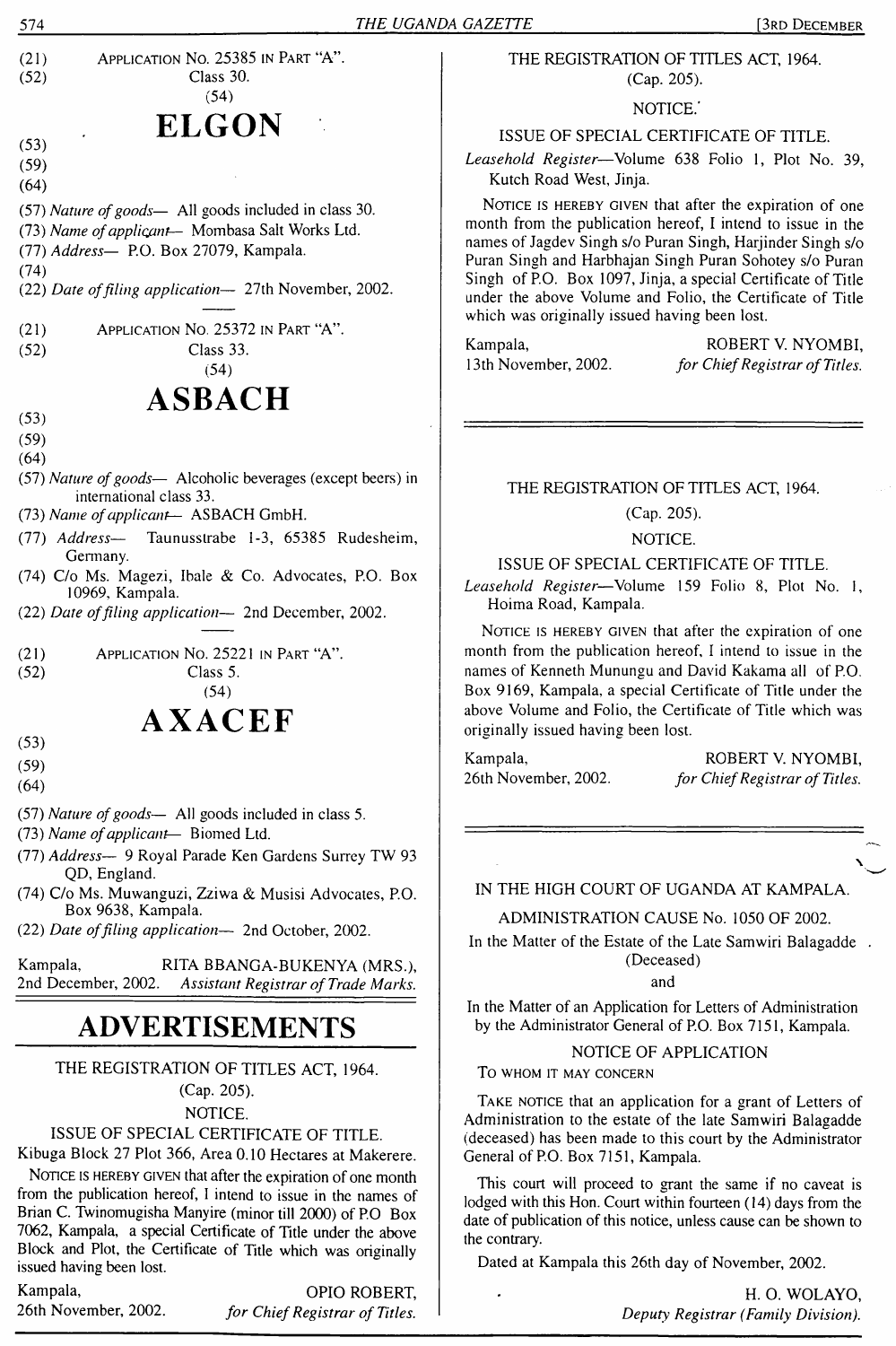(21) APPLICATION No. 25385 IN PART "A".
(52) Class 30.
(54)

# ELGON

(53)
(59)
(64)

(57) *Nature of goods*— All goods included in class 30.
(73) *Name of applicant*— Mombasa Salt Works Ltd.
(77) *Address*— P.O. Box 27079, Kampala.
(74)
(22) *Date of filing application*— 27th November, 2002.

---

(21) APPLICATION No. 25372 IN PART "A".
(52) Class 33.
(54)

# ASBACH

(53)
(59)
(64)

(57) *Nature of goods*— Alcoholic beverages (except beers) in international class 33.
(73) *Name of applicant*— ASBACH GmbH.
(77) *Address*— Taunusstrabe 1-3, 65385 Rudesheim, Germany.
(74) C/o Ms. Magezi, Ibale & Co. Advocates, P.O. Box 10969, Kampala.
(22) *Date of filing application*— 2nd December, 2002.

---

(21) APPLICATION No. 25221 IN PART "A".
(52) Class 5.
(54)

# AXACEF

(53)
(59)
(64)

(57) *Nature of goods*— All goods included in class 5.
(73) *Name of applicant*— Biomed Ltd.
(77) *Address*— 9 Royal Parade Ken Gardens Surrey TW 93 QD, England.
(74) C/o Ms. Muwanguzi, Zziwa & Musisi Advocates, P.O. Box 9638, Kampala.
(22) *Date of filing application*— 2nd October, 2002.

Kampala, 2nd December, 2002.

RITA BBANGA-BUKENYA (MRS.),
*Assistant Registrar of Trade Marks.*

# ADVERTISEMENTS

THE REGISTRATION OF TITLES ACT, 1964.
(Cap. 205).
NOTICE.
ISSUE OF SPECIAL CERTIFICATE OF TITLE.

Kibuga Block 27 Plot 366, Area 0.10 Hectares at Makerere.

NOTICE IS HEREBY GIVEN that after the expiration of one month from the publication hereof, I intend to issue in the names of Brian C. Twinomugisha Manyire (minor till 2000) of P.O Box 7062, Kampala, a special Certificate of Title under the above Block and Plot, the Certificate of Title which was originally issued having been lost.

Kampala, 26th November, 2002.

OPIO ROBERT,
*for Chief Registrar of Titles.*

---

THE REGISTRATION OF TITLES ACT, 1964.
(Cap. 205).
NOTICE.
ISSUE OF SPECIAL CERTIFICATE OF TITLE.

*Leasehold Register*—Volume 638 Folio 1, Plot No. 39, Kutch Road West, Jinja.

NOTICE IS HEREBY GIVEN that after the expiration of one month from the publication hereof, I intend to issue in the names of Jagdev Singh s/o Puran Singh, Harjinder Singh s/o Puran Singh and Harbhajan Singh Puran Sohotey s/o Puran Singh of P.O. Box 1097, Jinja, a special Certificate of Title under the above Volume and Folio, the Certificate of Title which was originally issued having been lost.

Kampala, 13th November, 2002.

ROBERT V. NYOMBI,
*for Chief Registrar of Titles.*

---

THE REGISTRATION OF TITLES ACT, 1964.
(Cap. 205).
NOTICE.
ISSUE OF SPECIAL CERTIFICATE OF TITLE.

*Leasehold Register*—Volume 159 Folio 8, Plot No. 1, Hoima Road, Kampala.

NOTICE IS HEREBY GIVEN that after the expiration of one month from the publication hereof, I intend to issue in the names of Kenneth Munungu and David Kakama all of P.O. Box 9169, Kampala, a special Certificate of Title under the above Volume and Folio, the Certificate of Title which was originally issued having been lost.

Kampala, 26th November, 2002.

ROBERT V. NYOMBI,
*for Chief Registrar of Titles.*

---

IN THE HIGH COURT OF UGANDA AT KAMPALA.

ADMINISTRATION CAUSE No. 1050 OF 2002.

In the Matter of the Estate of the Late Samwiri Balagadde (Deceased)

and

In the Matter of an Application for Letters of Administration by the Administrator General of P.O. Box 7151, Kampala.

NOTICE OF APPLICATION

TO WHOM IT MAY CONCERN

TAKE NOTICE that an application for a grant of Letters of Administration to the estate of the late Samwiri Balagadde (deceased) has been made to this court by the Administrator General of P.O. Box 7151, Kampala.

This court will proceed to grant the same if no caveat is lodged with this Hon. Court within fourteen (14) days from the date of publication of this notice, unless cause can be shown to the contrary.

Dated at Kampala this 26th day of November, 2002.

H. O. WOLAYO,
*Deputy Registrar (Family Division).*